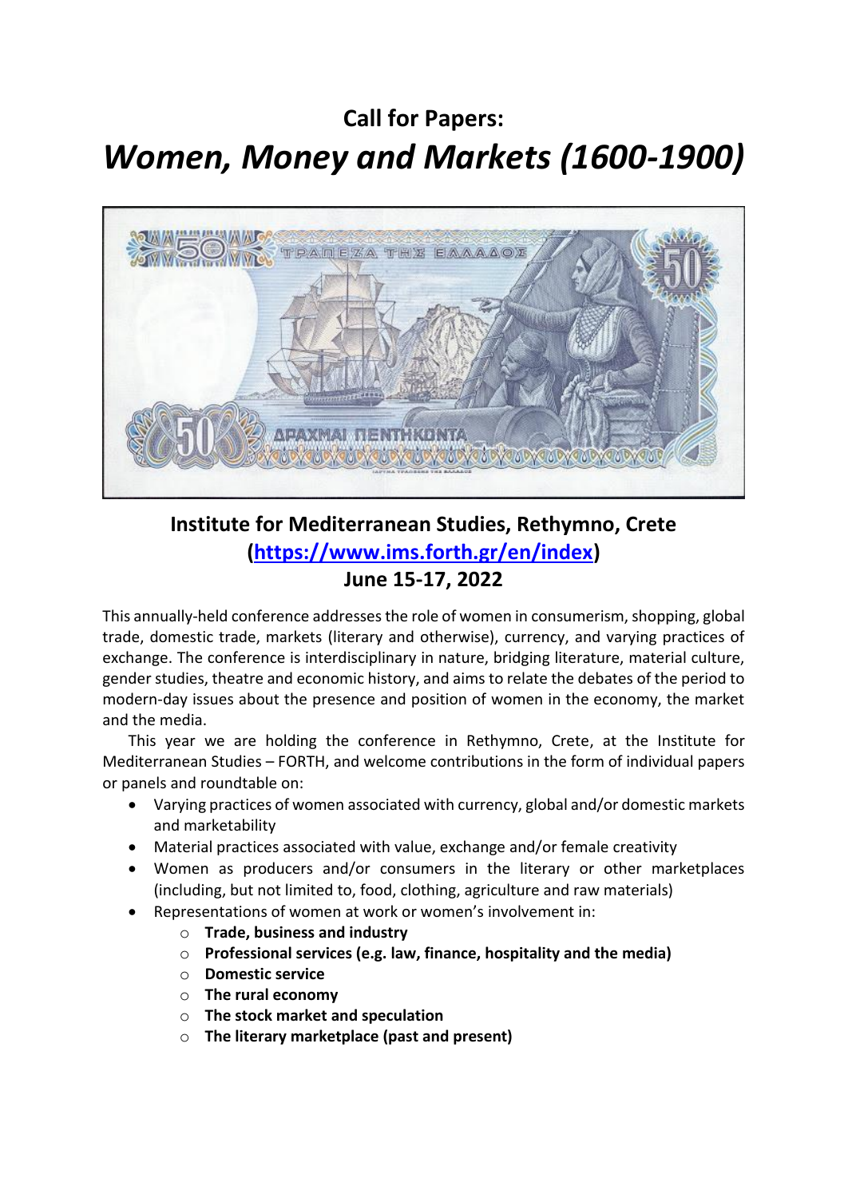# Call for Papers:

# *Women, Money and Markets (1600-1900)*

## Institute for Mediterranean Studies, Rethymno, Crete
## ([https://www.ims.forth.gr/en/index](https://www.ims.forth.gr/en/index))
## June 15-17, 2022

This annually-held conference addresses the role of women in consumerism, shopping, global trade, domestic trade, markets (literary and otherwise), currency, and varying practices of exchange. The conference is interdisciplinary in nature, bridging literature, material culture, gender studies, theatre and economic history, and aims to relate the debates of the period to modern-day issues about the presence and position of women in the economy, the market and the media.

This year we are holding the conference in Rethymno, Crete, at the Institute for Mediterranean Studies – FORTH, and welcome contributions in the form of individual papers or panels and roundtable on:

- Varying practices of women associated with currency, global and/or domestic markets and marketability
- Material practices associated with value, exchange and/or female creativity
- Women as producers and/or consumers in the literary or other marketplaces (including, but not limited to, food, clothing, agriculture and raw materials)
- Representations of women at work or women's involvement in:
    - **Trade, business and industry**
    - **Professional services (e.g. law, finance, hospitality and the media)**
    - **Domestic service**
    - **The rural economy**
    - **The stock market and speculation**
    - **The literary marketplace (past and present)**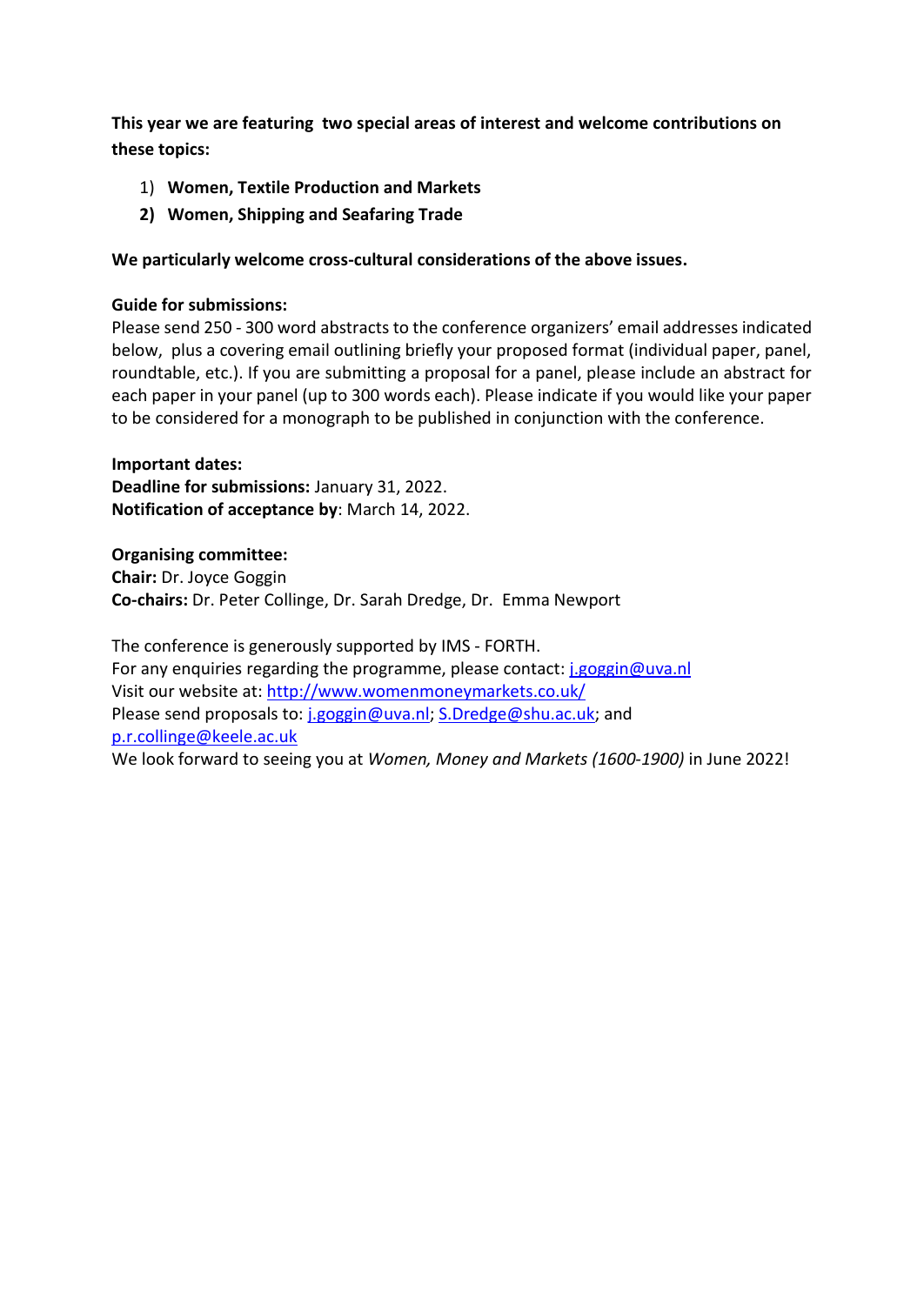**This year we are featuring two special areas of interest and welcome contributions on these topics:**

1) **Women, Textile Production and Markets**
2) **Women, Shipping and Seafaring Trade**

**We particularly welcome cross-cultural considerations of the above issues.**

**Guide for submissions:**
Please send 250 - 300 word abstracts to the conference organizers' email addresses indicated below, plus a covering email outlining briefly your proposed format (individual paper, panel, roundtable, etc.). If you are submitting a proposal for a panel, please include an abstract for each paper in your panel (up to 300 words each). Please indicate if you would like your paper to be considered for a monograph to be published in conjunction with the conference.

**Important dates:**
**Deadline for submissions:** January 31, 2022.
**Notification of acceptance by**: March 14, 2022.

**Organising committee:**
**Chair:** Dr. Joyce Goggin
**Co-chairs:** Dr. Peter Collinge, Dr. Sarah Dredge, Dr. Emma Newport

The conference is generously supported by IMS - FORTH.
For any enquiries regarding the programme, please contact: j.goggin@uva.nl
Visit our website at: http://www.womenmoneymarkets.co.uk/
Please send proposals to: j.goggin@uva.nl; S.Dredge@shu.ac.uk; and p.r.collinge@keele.ac.uk
We look forward to seeing you at *Women, Money and Markets (1600-1900)* in June 2022!